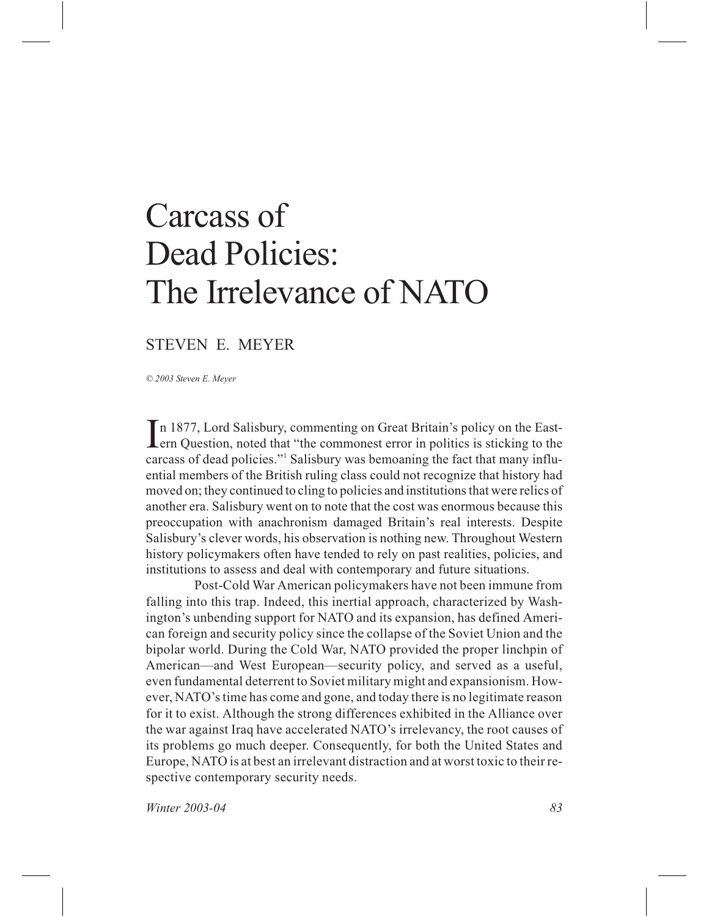# Carcass of Dead Policies: The Irrelevance of NATO

STEVEN E. MEYER

*© 2003 Steven E. Meyer*

In 1877, Lord Salisbury, commenting on Great Britain's policy on the Eastern Question, noted that "the commonest error in politics is sticking to the carcass of dead policies."[1] Salisbury was bemoaning the fact that many influential members of the British ruling class could not recognize that history had moved on; they continued to cling to policies and institutions that were relics of another era. Salisbury went on to note that the cost was enormous because this preoccupation with anachronism damaged Britain's real interests. Despite Salisbury's clever words, his observation is nothing new. Throughout Western history policymakers often have tended to rely on past realities, policies, and institutions to assess and deal with contemporary and future situations.

Post-Cold War American policymakers have not been immune from falling into this trap. Indeed, this inertial approach, characterized by Washington's unbending support for NATO and its expansion, has defined American foreign and security policy since the collapse of the Soviet Union and the bipolar world. During the Cold War, NATO provided the proper linchpin of American—and West European—security policy, and served as a useful, even fundamental deterrent to Soviet military might and expansionism. However, NATO's time has come and gone, and today there is no legitimate reason for it to exist. Although the strong differences exhibited in the Alliance over the war against Iraq have accelerated NATO's irrelevancy, the root causes of its problems go much deeper. Consequently, for both the United States and Europe, NATO is at best an irrelevant distraction and at worst toxic to their respective contemporary security needs.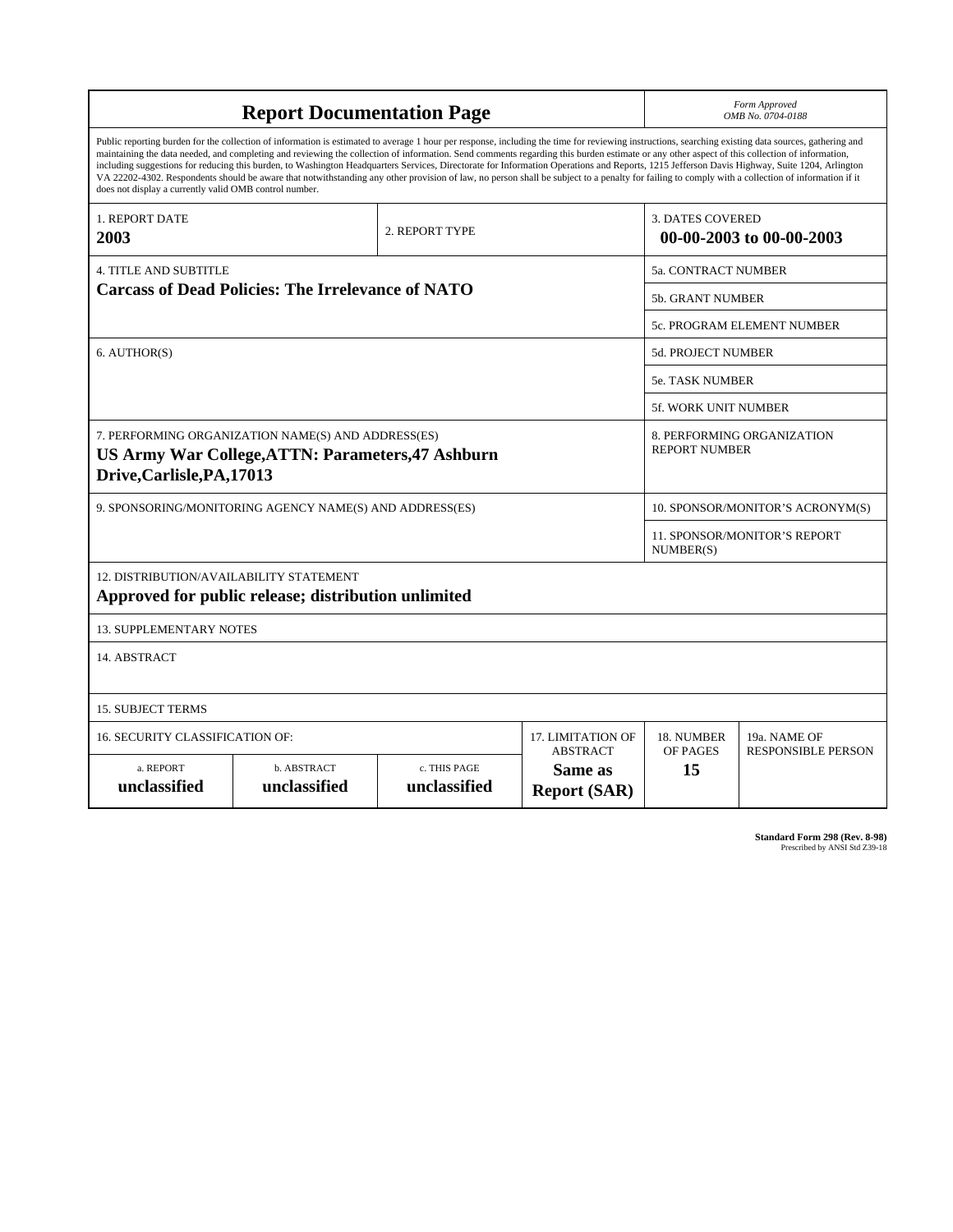# Report Documentation Page

*Form Approved*
*OMB No. 0704-0188*

Public reporting burden for the collection of information is estimated to average 1 hour per response, including the time for reviewing instructions, searching existing data sources, gathering and maintaining the data needed, and completing and reviewing the collection of information. Send comments regarding this burden estimate or any other aspect of this collection of information, including suggestions for reducing this burden, to Washington Headquarters Services, Directorate for Information Operations and Reports, 1215 Jefferson Davis Highway, Suite 1204, Arlington VA 22202-4302. Respondents should be aware that notwithstanding any other provision of law, no person shall be subject to a penalty for failing to comply with a collection of information if it does not display a currently valid OMB control number.

| 1. REPORT DATE | 2. REPORT TYPE | 3. DATES COVERED |
|---|---|---|
| **2003** | | **00-00-2003 to 00-00-2003** |

| 4. TITLE AND SUBTITLE | |
|---|---|
| **Carcass of Dead Policies: The Irrelevance of NATO** | 5a. CONTRACT NUMBER |
| | 5b. GRANT NUMBER |
| | 5c. PROGRAM ELEMENT NUMBER |
| 6. AUTHOR(S) | 5d. PROJECT NUMBER |
| | 5e. TASK NUMBER |
| | 5f. WORK UNIT NUMBER |
| 7. PERFORMING ORGANIZATION NAME(S) AND ADDRESS(ES) **US Army War College,ATTN: Parameters,47 Ashburn Drive,Carlisle,PA,17013** | 8. PERFORMING ORGANIZATION REPORT NUMBER |
| 9. SPONSORING/MONITORING AGENCY NAME(S) AND ADDRESS(ES) | 10. SPONSOR/MONITOR'S ACRONYM(S) |
| | 11. SPONSOR/MONITOR'S REPORT NUMBER(S) |

12. DISTRIBUTION/AVAILABILITY STATEMENT
**Approved for public release; distribution unlimited**

13. SUPPLEMENTARY NOTES

14. ABSTRACT

15. SUBJECT TERMS

| 16. SECURITY CLASSIFICATION OF: | | | 17. LIMITATION OF ABSTRACT | 18. NUMBER OF PAGES | 19a. NAME OF RESPONSIBLE PERSON |
|---|---|---|---|---|---|
| a. REPORT | b. ABSTRACT | c. THIS PAGE | | | |
| **unclassified** | **unclassified** | **unclassified** | **Same as Report (SAR)** | **15** | |

**Standard Form 298 (Rev. 8-98)**
Prescribed by ANSI Std Z39-18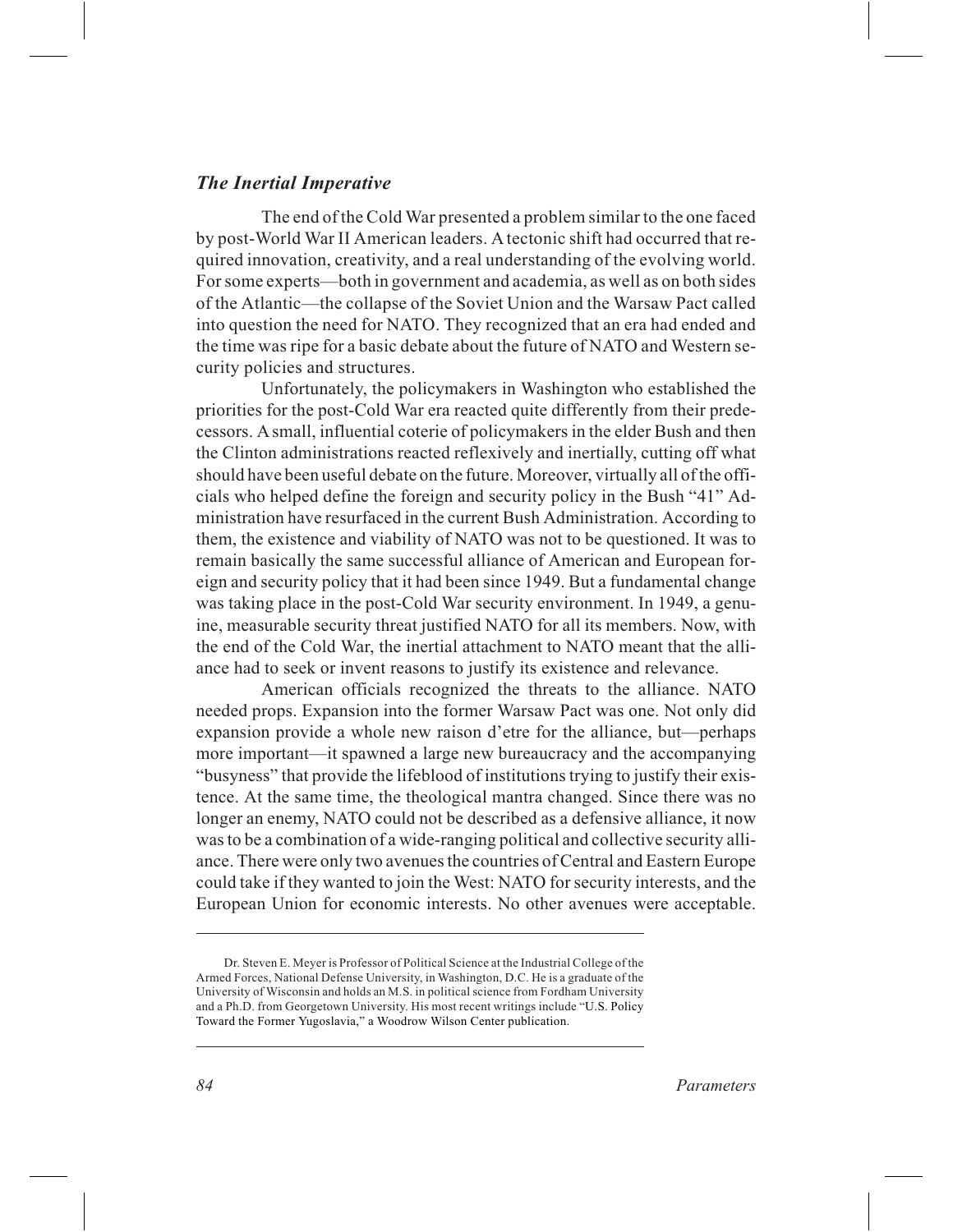### *The Inertial Imperative*

The end of the Cold War presented a problem similar to the one faced by post-World War II American leaders. A tectonic shift had occurred that required innovation, creativity, and a real understanding of the evolving world. For some experts—both in government and academia, as well as on both sides of the Atlantic—the collapse of the Soviet Union and the Warsaw Pact called into question the need for NATO. They recognized that an era had ended and the time was ripe for a basic debate about the future of NATO and Western security policies and structures.

Unfortunately, the policymakers in Washington who established the priorities for the post-Cold War era reacted quite differently from their predecessors. A small, influential coterie of policymakers in the elder Bush and then the Clinton administrations reacted reflexively and inertially, cutting off what should have been useful debate on the future. Moreover, virtually all of the officials who helped define the foreign and security policy in the Bush "41" Administration have resurfaced in the current Bush Administration. According to them, the existence and viability of NATO was not to be questioned. It was to remain basically the same successful alliance of American and European foreign and security policy that it had been since 1949. But a fundamental change was taking place in the post-Cold War security environment. In 1949, a genuine, measurable security threat justified NATO for all its members. Now, with the end of the Cold War, the inertial attachment to NATO meant that the alliance had to seek or invent reasons to justify its existence and relevance.

American officials recognized the threats to the alliance. NATO needed props. Expansion into the former Warsaw Pact was one. Not only did expansion provide a whole new raison d'etre for the alliance, but—perhaps more important—it spawned a large new bureaucracy and the accompanying "busyness" that provide the lifeblood of institutions trying to justify their existence. At the same time, the theological mantra changed. Since there was no longer an enemy, NATO could not be described as a defensive alliance, it now was to be a combination of a wide-ranging political and collective security alliance. There were only two avenues the countries of Central and Eastern Europe could take if they wanted to join the West: NATO for security interests, and the European Union for economic interests. No other avenues were acceptable.

---

Dr. Steven E. Meyer is Professor of Political Science at the Industrial College of the Armed Forces, National Defense University, in Washington, D.C. He is a graduate of the University of Wisconsin and holds an M.S. in political science from Fordham University and a Ph.D. from Georgetown University. His most recent writings include "U.S. Policy Toward the Former Yugoslavia," a Woodrow Wilson Center publication.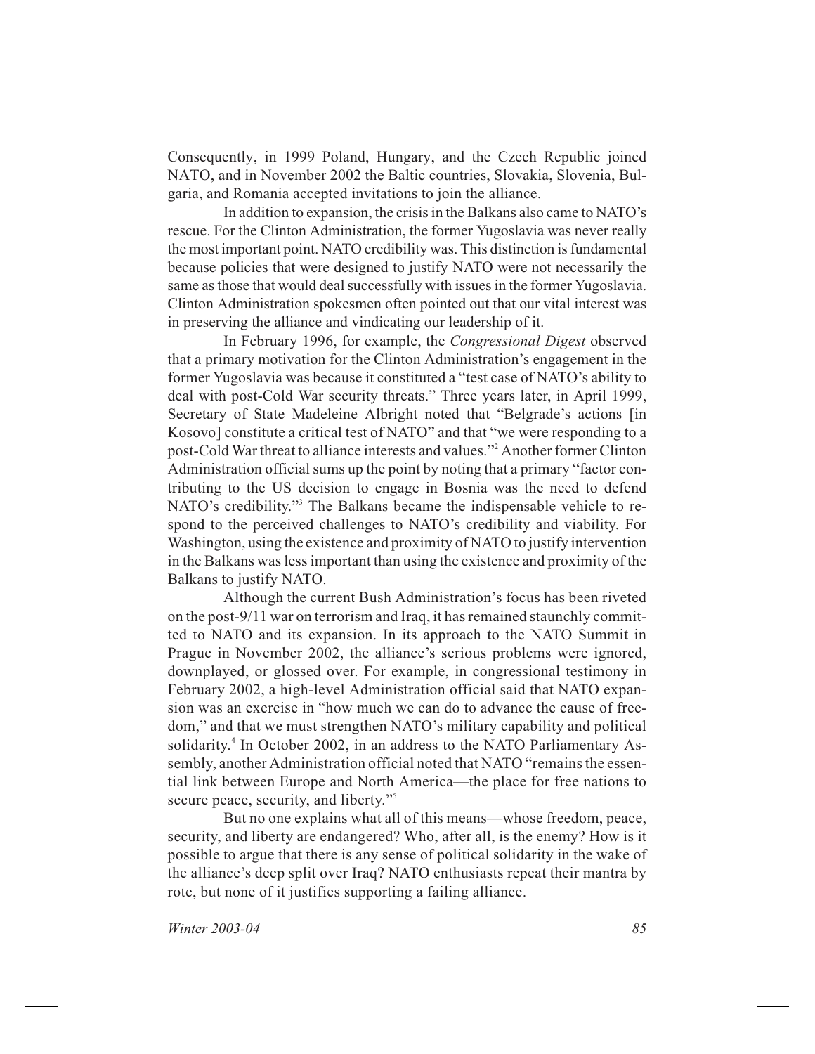Consequently, in 1999 Poland, Hungary, and the Czech Republic joined NATO, and in November 2002 the Baltic countries, Slovakia, Slovenia, Bulgaria, and Romania accepted invitations to join the alliance.

In addition to expansion, the crisis in the Balkans also came to NATO's rescue. For the Clinton Administration, the former Yugoslavia was never really the most important point. NATO credibility was. This distinction is fundamental because policies that were designed to justify NATO were not necessarily the same as those that would deal successfully with issues in the former Yugoslavia. Clinton Administration spokesmen often pointed out that our vital interest was in preserving the alliance and vindicating our leadership of it.

In February 1996, for example, the *Congressional Digest* observed that a primary motivation for the Clinton Administration's engagement in the former Yugoslavia was because it constituted a "test case of NATO's ability to deal with post-Cold War security threats." Three years later, in April 1999, Secretary of State Madeleine Albright noted that "Belgrade's actions [in Kosovo] constitute a critical test of NATO" and that "we were responding to a post-Cold War threat to alliance interests and values."[2] Another former Clinton Administration official sums up the point by noting that a primary "factor contributing to the US decision to engage in Bosnia was the need to defend NATO's credibility."[3] The Balkans became the indispensable vehicle to respond to the perceived challenges to NATO's credibility and viability. For Washington, using the existence and proximity of NATO to justify intervention in the Balkans was less important than using the existence and proximity of the Balkans to justify NATO.

Although the current Bush Administration's focus has been riveted on the post-9/11 war on terrorism and Iraq, it has remained staunchly committed to NATO and its expansion. In its approach to the NATO Summit in Prague in November 2002, the alliance's serious problems were ignored, downplayed, or glossed over. For example, in congressional testimony in February 2002, a high-level Administration official said that NATO expansion was an exercise in "how much we can do to advance the cause of freedom," and that we must strengthen NATO's military capability and political solidarity.[4] In October 2002, in an address to the NATO Parliamentary Assembly, another Administration official noted that NATO "remains the essential link between Europe and North America—the place for free nations to secure peace, security, and liberty."[5]

But no one explains what all of this means—whose freedom, peace, security, and liberty are endangered? Who, after all, is the enemy? How is it possible to argue that there is any sense of political solidarity in the wake of the alliance's deep split over Iraq? NATO enthusiasts repeat their mantra by rote, but none of it justifies supporting a failing alliance.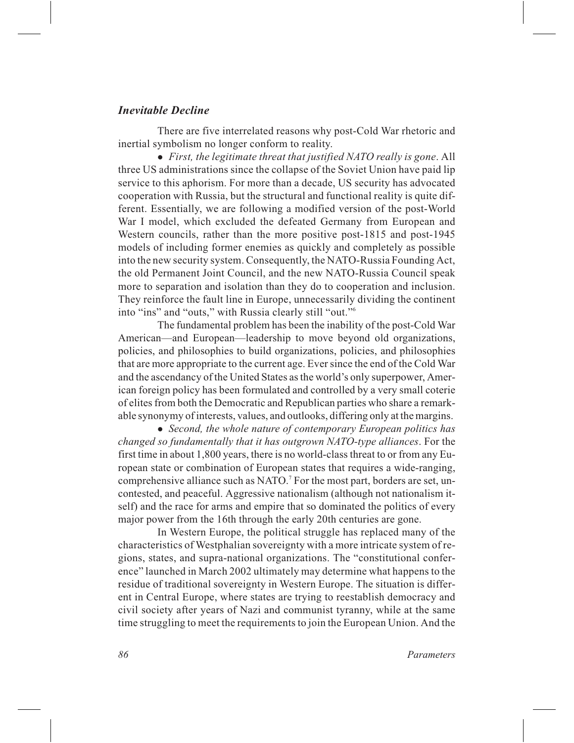### *Inevitable Decline*

There are five interrelated reasons why post-Cold War rhetoric and inertial symbolism no longer conform to reality.

- *First, the legitimate threat that justified NATO really is gone*. All three US administrations since the collapse of the Soviet Union have paid lip service to this aphorism. For more than a decade, US security has advocated cooperation with Russia, but the structural and functional reality is quite different. Essentially, we are following a modified version of the post-World War I model, which excluded the defeated Germany from European and Western councils, rather than the more positive post-1815 and post-1945 models of including former enemies as quickly and completely as possible into the new security system. Consequently, the NATO-Russia Founding Act, the old Permanent Joint Council, and the new NATO-Russia Council speak more to separation and isolation than they do to cooperation and inclusion. They reinforce the fault line in Europe, unnecessarily dividing the continent into "ins" and "outs," with Russia clearly still "out."[6]

The fundamental problem has been the inability of the post-Cold War American—and European—leadership to move beyond old organizations, policies, and philosophies to build organizations, policies, and philosophies that are more appropriate to the current age. Ever since the end of the Cold War and the ascendancy of the United States as the world's only superpower, American foreign policy has been formulated and controlled by a very small coterie of elites from both the Democratic and Republican parties who share a remarkable synonymy of interests, values, and outlooks, differing only at the margins.

- *Second, the whole nature of contemporary European politics has changed so fundamentally that it has outgrown NATO-type alliances*. For the first time in about 1,800 years, there is no world-class threat to or from any European state or combination of European states that requires a wide-ranging, comprehensive alliance such as NATO.[7] For the most part, borders are set, uncontested, and peaceful. Aggressive nationalism (although not nationalism itself) and the race for arms and empire that so dominated the politics of every major power from the 16th through the early 20th centuries are gone.

In Western Europe, the political struggle has replaced many of the characteristics of Westphalian sovereignty with a more intricate system of regions, states, and supra-national organizations. The "constitutional conference" launched in March 2002 ultimately may determine what happens to the residue of traditional sovereignty in Western Europe. The situation is different in Central Europe, where states are trying to reestablish democracy and civil society after years of Nazi and communist tyranny, while at the same time struggling to meet the requirements to join the European Union. And the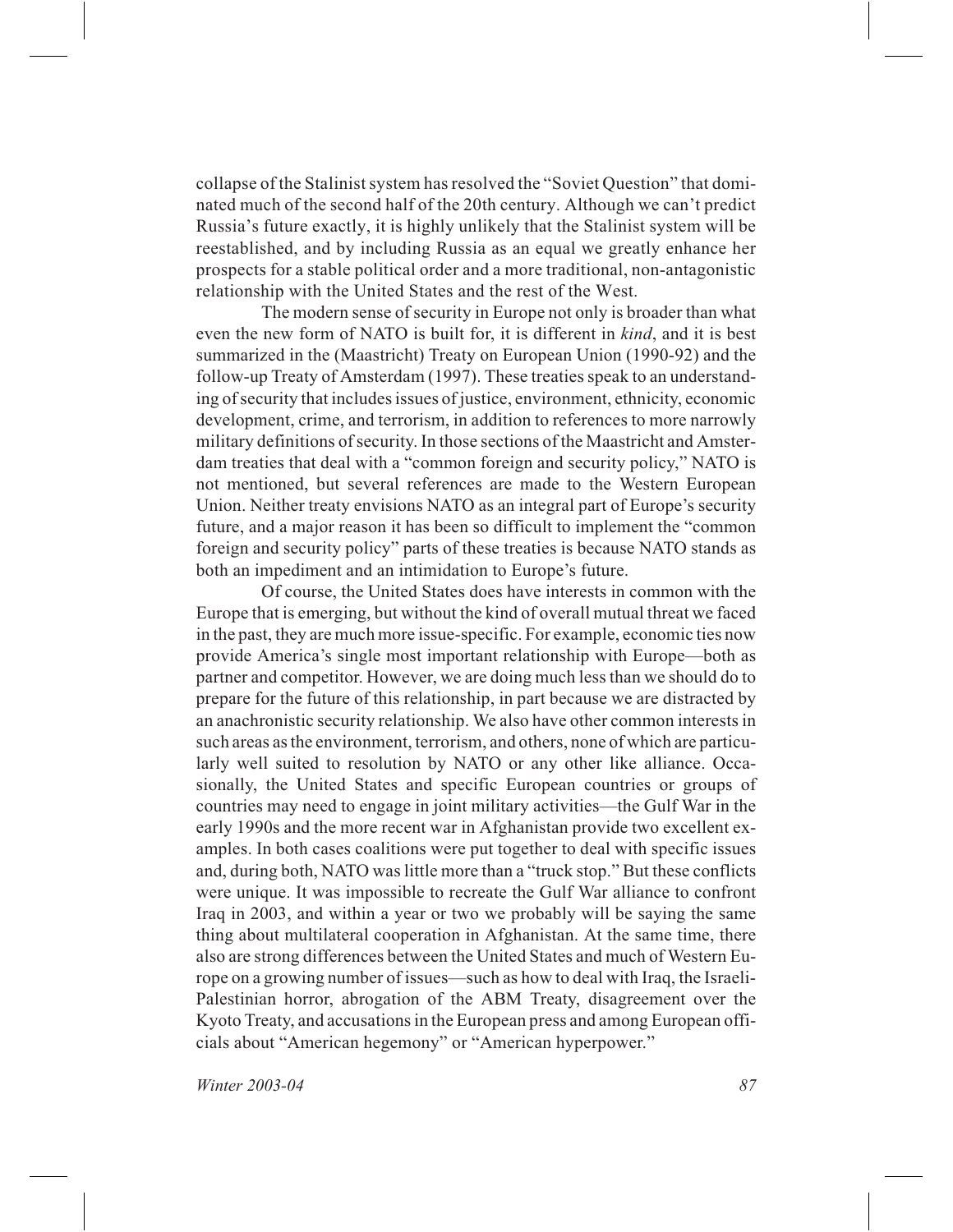collapse of the Stalinist system has resolved the "Soviet Question" that dominated much of the second half of the 20th century. Although we can't predict Russia's future exactly, it is highly unlikely that the Stalinist system will be reestablished, and by including Russia as an equal we greatly enhance her prospects for a stable political order and a more traditional, non-antagonistic relationship with the United States and the rest of the West.

The modern sense of security in Europe not only is broader than what even the new form of NATO is built for, it is different in *kind*, and it is best summarized in the (Maastricht) Treaty on European Union (1990-92) and the follow-up Treaty of Amsterdam (1997). These treaties speak to an understanding of security that includes issues of justice, environment, ethnicity, economic development, crime, and terrorism, in addition to references to more narrowly military definitions of security. In those sections of the Maastricht and Amsterdam treaties that deal with a "common foreign and security policy," NATO is not mentioned, but several references are made to the Western European Union. Neither treaty envisions NATO as an integral part of Europe's security future, and a major reason it has been so difficult to implement the "common foreign and security policy" parts of these treaties is because NATO stands as both an impediment and an intimidation to Europe's future.

Of course, the United States does have interests in common with the Europe that is emerging, but without the kind of overall mutual threat we faced in the past, they are much more issue-specific. For example, economic ties now provide America's single most important relationship with Europe—both as partner and competitor. However, we are doing much less than we should do to prepare for the future of this relationship, in part because we are distracted by an anachronistic security relationship. We also have other common interests in such areas as the environment, terrorism, and others, none of which are particularly well suited to resolution by NATO or any other like alliance. Occasionally, the United States and specific European countries or groups of countries may need to engage in joint military activities—the Gulf War in the early 1990s and the more recent war in Afghanistan provide two excellent examples. In both cases coalitions were put together to deal with specific issues and, during both, NATO was little more than a "truck stop." But these conflicts were unique. It was impossible to recreate the Gulf War alliance to confront Iraq in 2003, and within a year or two we probably will be saying the same thing about multilateral cooperation in Afghanistan. At the same time, there also are strong differences between the United States and much of Western Europe on a growing number of issues—such as how to deal with Iraq, the Israeli-Palestinian horror, abrogation of the ABM Treaty, disagreement over the Kyoto Treaty, and accusations in the European press and among European officials about "American hegemony" or "American hyperpower."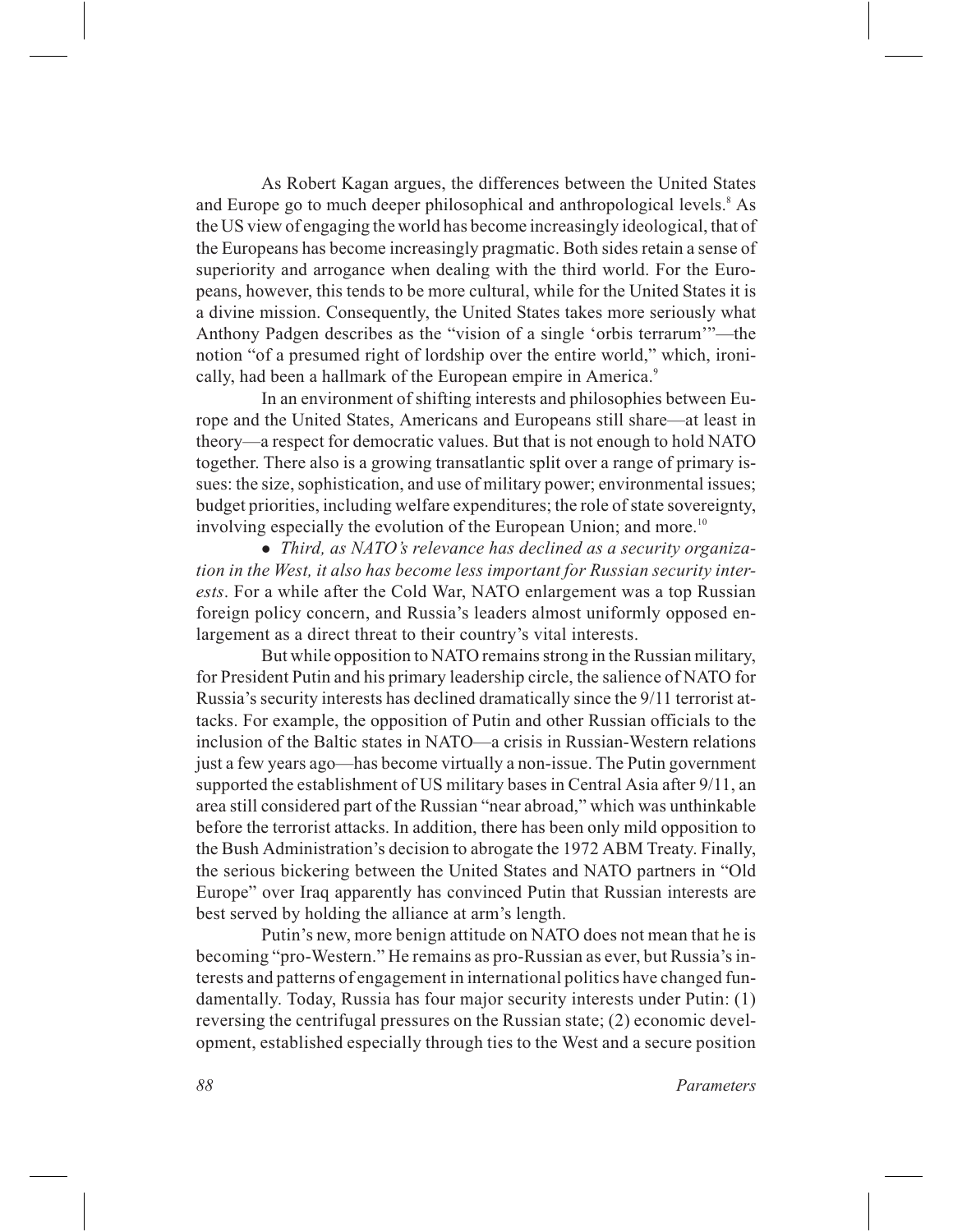As Robert Kagan argues, the differences between the United States and Europe go to much deeper philosophical and anthropological levels.[8] As the US view of engaging the world has become increasingly ideological, that of the Europeans has become increasingly pragmatic. Both sides retain a sense of superiority and arrogance when dealing with the third world. For the Europeans, however, this tends to be more cultural, while for the United States it is a divine mission. Consequently, the United States takes more seriously what Anthony Padgen describes as the "vision of a single 'orbis terrarum'"—the notion "of a presumed right of lordship over the entire world," which, ironically, had been a hallmark of the European empire in America.[9]

In an environment of shifting interests and philosophies between Europe and the United States, Americans and Europeans still share—at least in theory—a respect for democratic values. But that is not enough to hold NATO together. There also is a growing transatlantic split over a range of primary issues: the size, sophistication, and use of military power; environmental issues; budget priorities, including welfare expenditures; the role of state sovereignty, involving especially the evolution of the European Union; and more.[10]

- *Third, as NATO's relevance has declined as a security organization in the West, it also has become less important for Russian security interests*. For a while after the Cold War, NATO enlargement was a top Russian foreign policy concern, and Russia's leaders almost uniformly opposed enlargement as a direct threat to their country's vital interests.

But while opposition to NATO remains strong in the Russian military, for President Putin and his primary leadership circle, the salience of NATO for Russia's security interests has declined dramatically since the 9/11 terrorist attacks. For example, the opposition of Putin and other Russian officials to the inclusion of the Baltic states in NATO—a crisis in Russian-Western relations just a few years ago—has become virtually a non-issue. The Putin government supported the establishment of US military bases in Central Asia after 9/11, an area still considered part of the Russian "near abroad," which was unthinkable before the terrorist attacks. In addition, there has been only mild opposition to the Bush Administration's decision to abrogate the 1972 ABM Treaty. Finally, the serious bickering between the United States and NATO partners in "Old Europe" over Iraq apparently has convinced Putin that Russian interests are best served by holding the alliance at arm's length.

Putin's new, more benign attitude on NATO does not mean that he is becoming "pro-Western." He remains as pro-Russian as ever, but Russia's interests and patterns of engagement in international politics have changed fundamentally. Today, Russia has four major security interests under Putin: (1) reversing the centrifugal pressures on the Russian state; (2) economic development, established especially through ties to the West and a secure position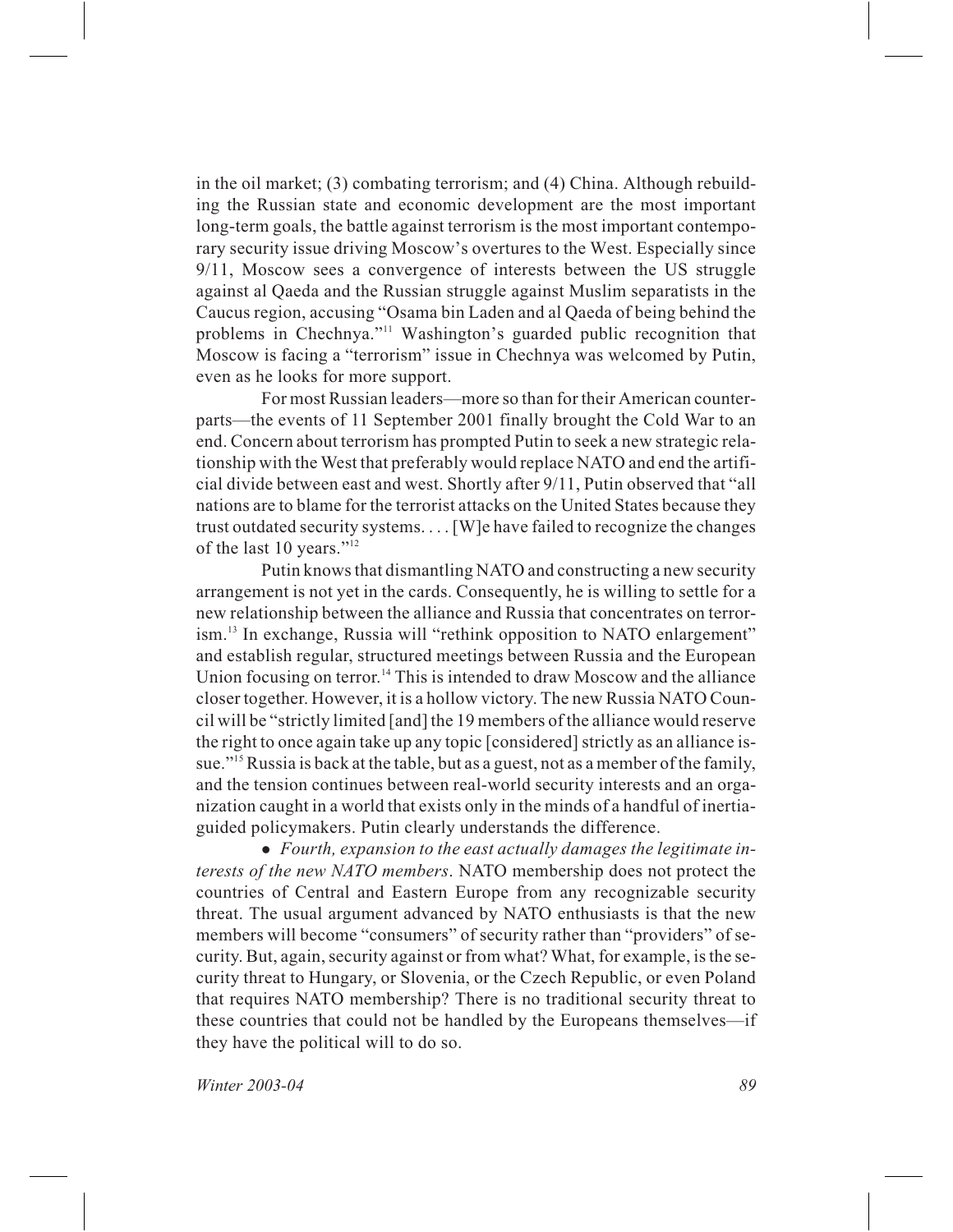in the oil market; (3) combating terrorism; and (4) China. Although rebuilding the Russian state and economic development are the most important long-term goals, the battle against terrorism is the most important contemporary security issue driving Moscow's overtures to the West. Especially since 9/11, Moscow sees a convergence of interests between the US struggle against al Qaeda and the Russian struggle against Muslim separatists in the Caucus region, accusing "Osama bin Laden and al Qaeda of being behind the problems in Chechnya."[11] Washington's guarded public recognition that Moscow is facing a "terrorism" issue in Chechnya was welcomed by Putin, even as he looks for more support.

For most Russian leaders—more so than for their American counterparts—the events of 11 September 2001 finally brought the Cold War to an end. Concern about terrorism has prompted Putin to seek a new strategic relationship with the West that preferably would replace NATO and end the artificial divide between east and west. Shortly after 9/11, Putin observed that "all nations are to blame for the terrorist attacks on the United States because they trust outdated security systems. . . . [W]e have failed to recognize the changes of the last 10 years."[12]

Putin knows that dismantling NATO and constructing a new security arrangement is not yet in the cards. Consequently, he is willing to settle for a new relationship between the alliance and Russia that concentrates on terrorism.[13] In exchange, Russia will "rethink opposition to NATO enlargement" and establish regular, structured meetings between Russia and the European Union focusing on terror.[14] This is intended to draw Moscow and the alliance closer together. However, it is a hollow victory. The new Russia NATO Council will be "strictly limited [and] the 19 members of the alliance would reserve the right to once again take up any topic [considered] strictly as an alliance issue."[15] Russia is back at the table, but as a guest, not as a member of the family, and the tension continues between real-world security interests and an organization caught in a world that exists only in the minds of a handful of inertia-guided policymakers. Putin clearly understands the difference.

- *Fourth, expansion to the east actually damages the legitimate interests of the new NATO members*. NATO membership does not protect the countries of Central and Eastern Europe from any recognizable security threat. The usual argument advanced by NATO enthusiasts is that the new members will become "consumers" of security rather than "providers" of security. But, again, security against or from what? What, for example, is the security threat to Hungary, or Slovenia, or the Czech Republic, or even Poland that requires NATO membership? There is no traditional security threat to these countries that could not be handled by the Europeans themselves—if they have the political will to do so.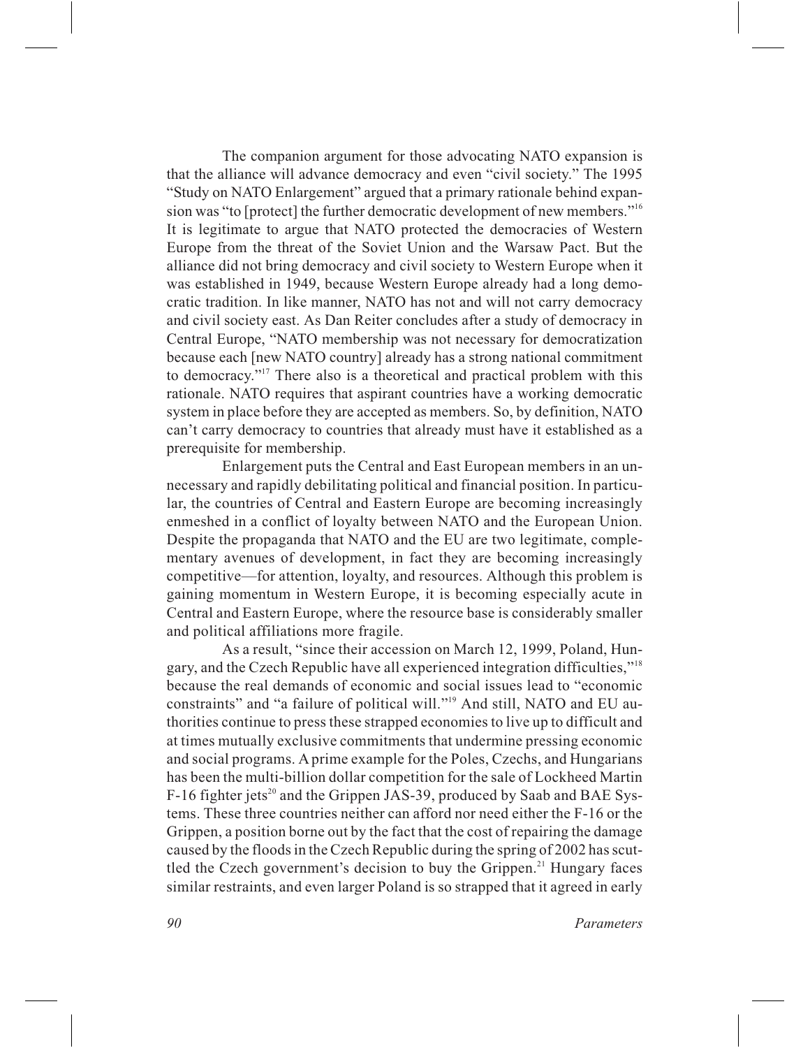The companion argument for those advocating NATO expansion is that the alliance will advance democracy and even "civil society." The 1995 "Study on NATO Enlargement" argued that a primary rationale behind expansion was "to [protect] the further democratic development of new members."[16] It is legitimate to argue that NATO protected the democracies of Western Europe from the threat of the Soviet Union and the Warsaw Pact. But the alliance did not bring democracy and civil society to Western Europe when it was established in 1949, because Western Europe already had a long democratic tradition. In like manner, NATO has not and will not carry democracy and civil society east. As Dan Reiter concludes after a study of democracy in Central Europe, "NATO membership was not necessary for democratization because each [new NATO country] already has a strong national commitment to democracy."[17] There also is a theoretical and practical problem with this rationale. NATO requires that aspirant countries have a working democratic system in place before they are accepted as members. So, by definition, NATO can't carry democracy to countries that already must have it established as a prerequisite for membership.

Enlargement puts the Central and East European members in an unnecessary and rapidly debilitating political and financial position. In particular, the countries of Central and Eastern Europe are becoming increasingly enmeshed in a conflict of loyalty between NATO and the European Union. Despite the propaganda that NATO and the EU are two legitimate, complementary avenues of development, in fact they are becoming increasingly competitive—for attention, loyalty, and resources. Although this problem is gaining momentum in Western Europe, it is becoming especially acute in Central and Eastern Europe, where the resource base is considerably smaller and political affiliations more fragile.

As a result, "since their accession on March 12, 1999, Poland, Hungary, and the Czech Republic have all experienced integration difficulties,"[18] because the real demands of economic and social issues lead to "economic constraints" and "a failure of political will."[19] And still, NATO and EU authorities continue to press these strapped economies to live up to difficult and at times mutually exclusive commitments that undermine pressing economic and social programs. A prime example for the Poles, Czechs, and Hungarians has been the multi-billion dollar competition for the sale of Lockheed Martin F-16 fighter jets[20] and the Grippen JAS-39, produced by Saab and BAE Systems. These three countries neither can afford nor need either the F-16 or the Grippen, a position borne out by the fact that the cost of repairing the damage caused by the floods in the Czech Republic during the spring of 2002 has scuttled the Czech government's decision to buy the Grippen.[21] Hungary faces similar restraints, and even larger Poland is so strapped that it agreed in early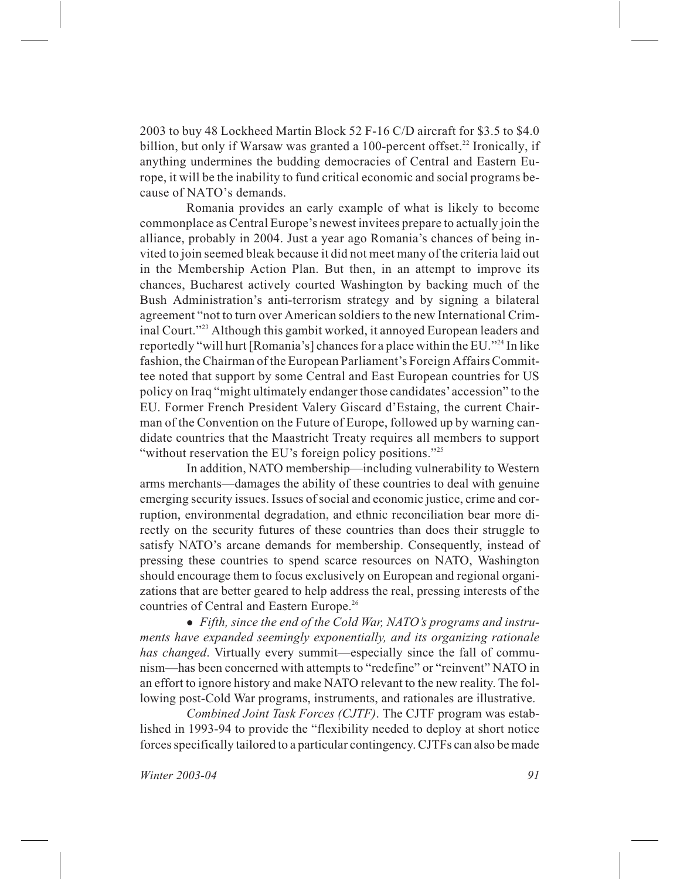2003 to buy 48 Lockheed Martin Block 52 F-16 C/D aircraft for $3.5 to $4.0 billion, but only if Warsaw was granted a 100-percent offset.[22] Ironically, if anything undermines the budding democracies of Central and Eastern Europe, it will be the inability to fund critical economic and social programs because of NATO's demands.

Romania provides an early example of what is likely to become commonplace as Central Europe's newest invitees prepare to actually join the alliance, probably in 2004. Just a year ago Romania's chances of being invited to join seemed bleak because it did not meet many of the criteria laid out in the Membership Action Plan. But then, in an attempt to improve its chances, Bucharest actively courted Washington by backing much of the Bush Administration's anti-terrorism strategy and by signing a bilateral agreement "not to turn over American soldiers to the new International Criminal Court."[23] Although this gambit worked, it annoyed European leaders and reportedly "will hurt [Romania's] chances for a place within the EU."[24] In like fashion, the Chairman of the European Parliament's Foreign Affairs Committee noted that support by some Central and East European countries for US policy on Iraq "might ultimately endanger those candidates' accession" to the EU. Former French President Valery Giscard d'Estaing, the current Chairman of the Convention on the Future of Europe, followed up by warning candidate countries that the Maastricht Treaty requires all members to support "without reservation the EU's foreign policy positions."[25]

In addition, NATO membership—including vulnerability to Western arms merchants—damages the ability of these countries to deal with genuine emerging security issues. Issues of social and economic justice, crime and corruption, environmental degradation, and ethnic reconciliation bear more directly on the security futures of these countries than does their struggle to satisfy NATO's arcane demands for membership. Consequently, instead of pressing these countries to spend scarce resources on NATO, Washington should encourage them to focus exclusively on European and regional organizations that are better geared to help address the real, pressing interests of the countries of Central and Eastern Europe.[26]

- *Fifth, since the end of the Cold War, NATO's programs and instruments have expanded seemingly exponentially, and its organizing rationale has changed*. Virtually every summit—especially since the fall of communism—has been concerned with attempts to "redefine" or "reinvent" NATO in an effort to ignore history and make NATO relevant to the new reality. The following post-Cold War programs, instruments, and rationales are illustrative.

*Combined Joint Task Forces (CJTF)*. The CJTF program was established in 1993-94 to provide the "flexibility needed to deploy at short notice forces specifically tailored to a particular contingency. CJTFs can also be made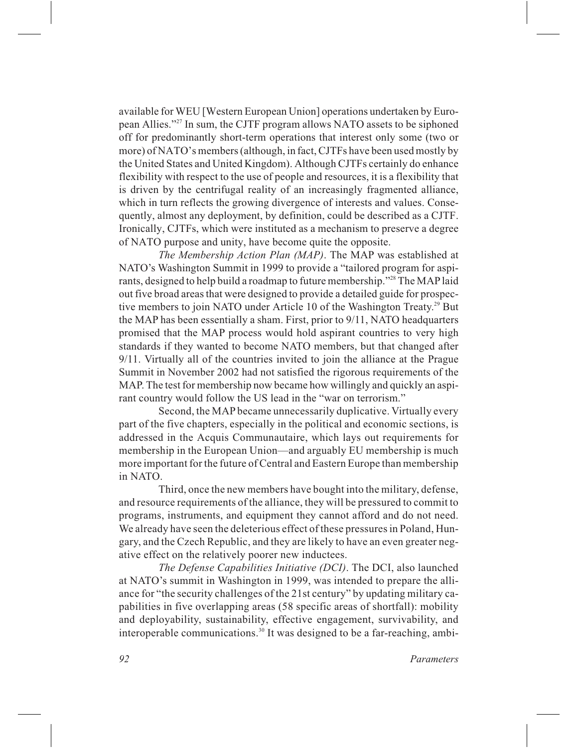available for WEU [Western European Union] operations undertaken by European Allies."[27] In sum, the CJTF program allows NATO assets to be siphoned off for predominantly short-term operations that interest only some (two or more) of NATO's members (although, in fact, CJTFs have been used mostly by the United States and United Kingdom). Although CJTFs certainly do enhance flexibility with respect to the use of people and resources, it is a flexibility that is driven by the centrifugal reality of an increasingly fragmented alliance, which in turn reflects the growing divergence of interests and values. Consequently, almost any deployment, by definition, could be described as a CJTF. Ironically, CJTFs, which were instituted as a mechanism to preserve a degree of NATO purpose and unity, have become quite the opposite.

*The Membership Action Plan (MAP)*. The MAP was established at NATO's Washington Summit in 1999 to provide a "tailored program for aspirants, designed to help build a roadmap to future membership."[28] The MAP laid out five broad areas that were designed to provide a detailed guide for prospective members to join NATO under Article 10 of the Washington Treaty.[29] But the MAP has been essentially a sham. First, prior to 9/11, NATO headquarters promised that the MAP process would hold aspirant countries to very high standards if they wanted to become NATO members, but that changed after 9/11. Virtually all of the countries invited to join the alliance at the Prague Summit in November 2002 had not satisfied the rigorous requirements of the MAP. The test for membership now became how willingly and quickly an aspirant country would follow the US lead in the "war on terrorism."

Second, the MAP became unnecessarily duplicative. Virtually every part of the five chapters, especially in the political and economic sections, is addressed in the Acquis Communautaire, which lays out requirements for membership in the European Union—and arguably EU membership is much more important for the future of Central and Eastern Europe than membership in NATO.

Third, once the new members have bought into the military, defense, and resource requirements of the alliance, they will be pressured to commit to programs, instruments, and equipment they cannot afford and do not need. We already have seen the deleterious effect of these pressures in Poland, Hungary, and the Czech Republic, and they are likely to have an even greater negative effect on the relatively poorer new inductees.

*The Defense Capabilities Initiative (DCI)*. The DCI, also launched at NATO's summit in Washington in 1999, was intended to prepare the alliance for "the security challenges of the 21st century" by updating military capabilities in five overlapping areas (58 specific areas of shortfall): mobility and deployability, sustainability, effective engagement, survivability, and interoperable communications.[30] It was designed to be a far-reaching, ambi-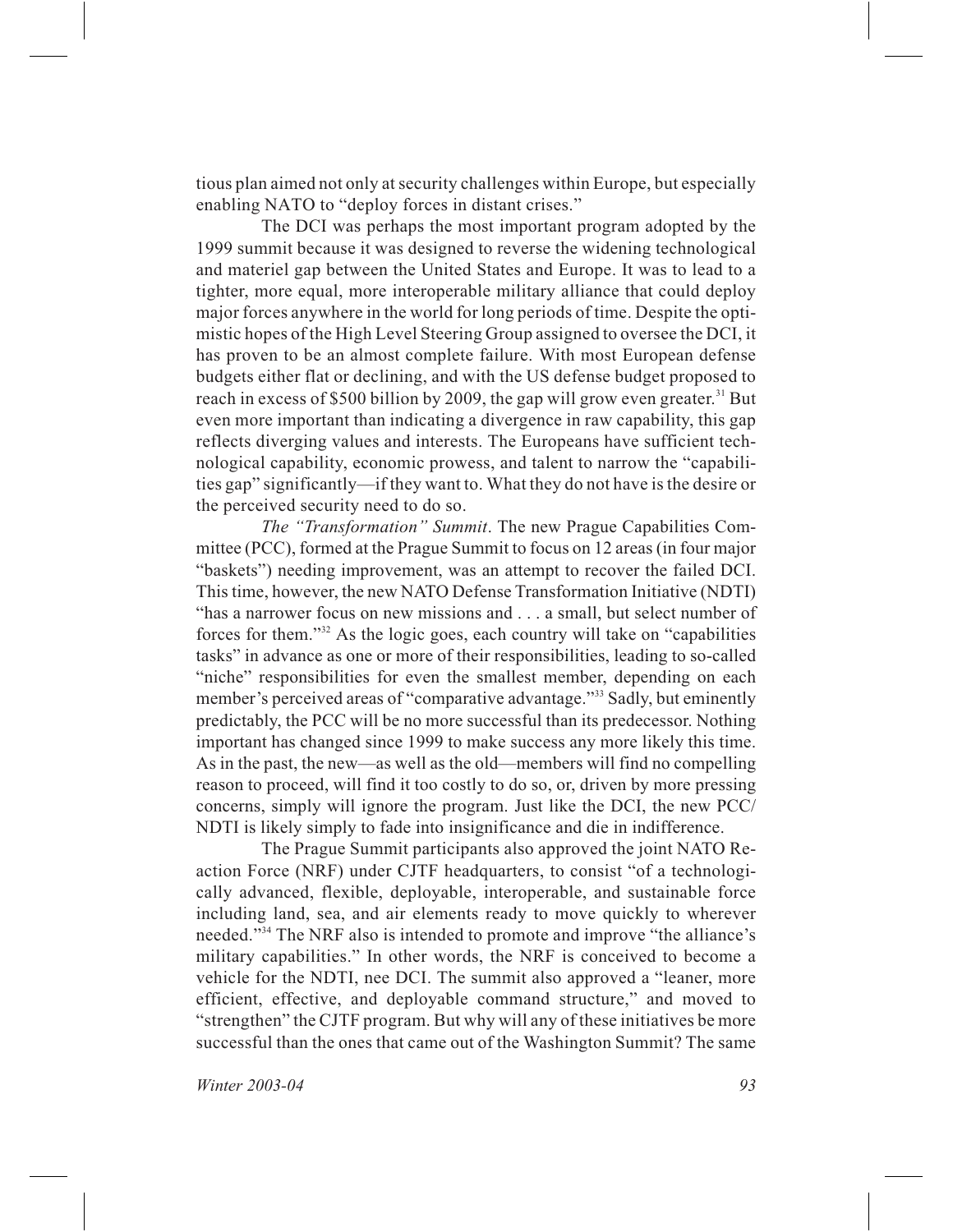tious plan aimed not only at security challenges within Europe, but especially enabling NATO to "deploy forces in distant crises."

The DCI was perhaps the most important program adopted by the 1999 summit because it was designed to reverse the widening technological and materiel gap between the United States and Europe. It was to lead to a tighter, more equal, more interoperable military alliance that could deploy major forces anywhere in the world for long periods of time. Despite the optimistic hopes of the High Level Steering Group assigned to oversee the DCI, it has proven to be an almost complete failure. With most European defense budgets either flat or declining, and with the US defense budget proposed to reach in excess of $500 billion by 2009, the gap will grow even greater.[31] But even more important than indicating a divergence in raw capability, this gap reflects diverging values and interests. The Europeans have sufficient technological capability, economic prowess, and talent to narrow the "capabilities gap" significantly—if they want to. What they do not have is the desire or the perceived security need to do so.

*The "Transformation" Summit*. The new Prague Capabilities Committee (PCC), formed at the Prague Summit to focus on 12 areas (in four major "baskets") needing improvement, was an attempt to recover the failed DCI. This time, however, the new NATO Defense Transformation Initiative (NDTI) "has a narrower focus on new missions and . . . a small, but select number of forces for them."[32] As the logic goes, each country will take on "capabilities tasks" in advance as one or more of their responsibilities, leading to so-called "niche" responsibilities for even the smallest member, depending on each member's perceived areas of "comparative advantage."[33] Sadly, but eminently predictably, the PCC will be no more successful than its predecessor. Nothing important has changed since 1999 to make success any more likely this time. As in the past, the new—as well as the old—members will find no compelling reason to proceed, will find it too costly to do so, or, driven by more pressing concerns, simply will ignore the program. Just like the DCI, the new PCC/NDTI is likely simply to fade into insignificance and die in indifference.

The Prague Summit participants also approved the joint NATO Reaction Force (NRF) under CJTF headquarters, to consist "of a technologically advanced, flexible, deployable, interoperable, and sustainable force including land, sea, and air elements ready to move quickly to wherever needed."[34] The NRF also is intended to promote and improve "the alliance's military capabilities." In other words, the NRF is conceived to become a vehicle for the NDTI, nee DCI. The summit also approved a "leaner, more efficient, effective, and deployable command structure," and moved to "strengthen" the CJTF program. But why will any of these initiatives be more successful than the ones that came out of the Washington Summit? The same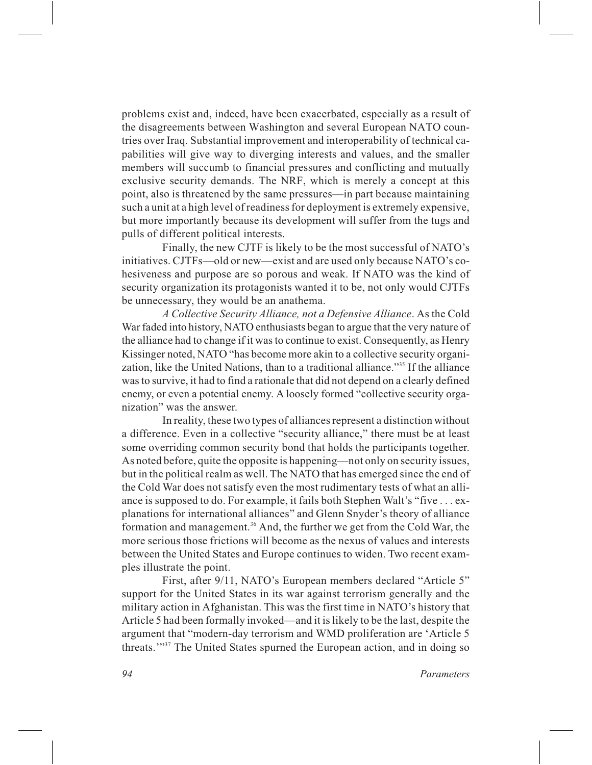problems exist and, indeed, have been exacerbated, especially as a result of the disagreements between Washington and several European NATO countries over Iraq. Substantial improvement and interoperability of technical capabilities will give way to diverging interests and values, and the smaller members will succumb to financial pressures and conflicting and mutually exclusive security demands. The NRF, which is merely a concept at this point, also is threatened by the same pressures—in part because maintaining such a unit at a high level of readiness for deployment is extremely expensive, but more importantly because its development will suffer from the tugs and pulls of different political interests.

Finally, the new CJTF is likely to be the most successful of NATO's initiatives. CJTFs—old or new—exist and are used only because NATO's cohesiveness and purpose are so porous and weak. If NATO was the kind of security organization its protagonists wanted it to be, not only would CJTFs be unnecessary, they would be an anathema.

*A Collective Security Alliance, not a Defensive Alliance*. As the Cold War faded into history, NATO enthusiasts began to argue that the very nature of the alliance had to change if it was to continue to exist. Consequently, as Henry Kissinger noted, NATO "has become more akin to a collective security organization, like the United Nations, than to a traditional alliance."[35] If the alliance was to survive, it had to find a rationale that did not depend on a clearly defined enemy, or even a potential enemy. A loosely formed "collective security organization" was the answer.

In reality, these two types of alliances represent a distinction without a difference. Even in a collective "security alliance," there must be at least some overriding common security bond that holds the participants together. As noted before, quite the opposite is happening—not only on security issues, but in the political realm as well. The NATO that has emerged since the end of the Cold War does not satisfy even the most rudimentary tests of what an alliance is supposed to do. For example, it fails both Stephen Walt's "five . . . explanations for international alliances" and Glenn Snyder's theory of alliance formation and management.[36] And, the further we get from the Cold War, the more serious those frictions will become as the nexus of values and interests between the United States and Europe continues to widen. Two recent examples illustrate the point.

First, after 9/11, NATO's European members declared "Article 5" support for the United States in its war against terrorism generally and the military action in Afghanistan. This was the first time in NATO's history that Article 5 had been formally invoked—and it is likely to be the last, despite the argument that "modern-day terrorism and WMD proliferation are 'Article 5 threats.'"[37] The United States spurned the European action, and in doing so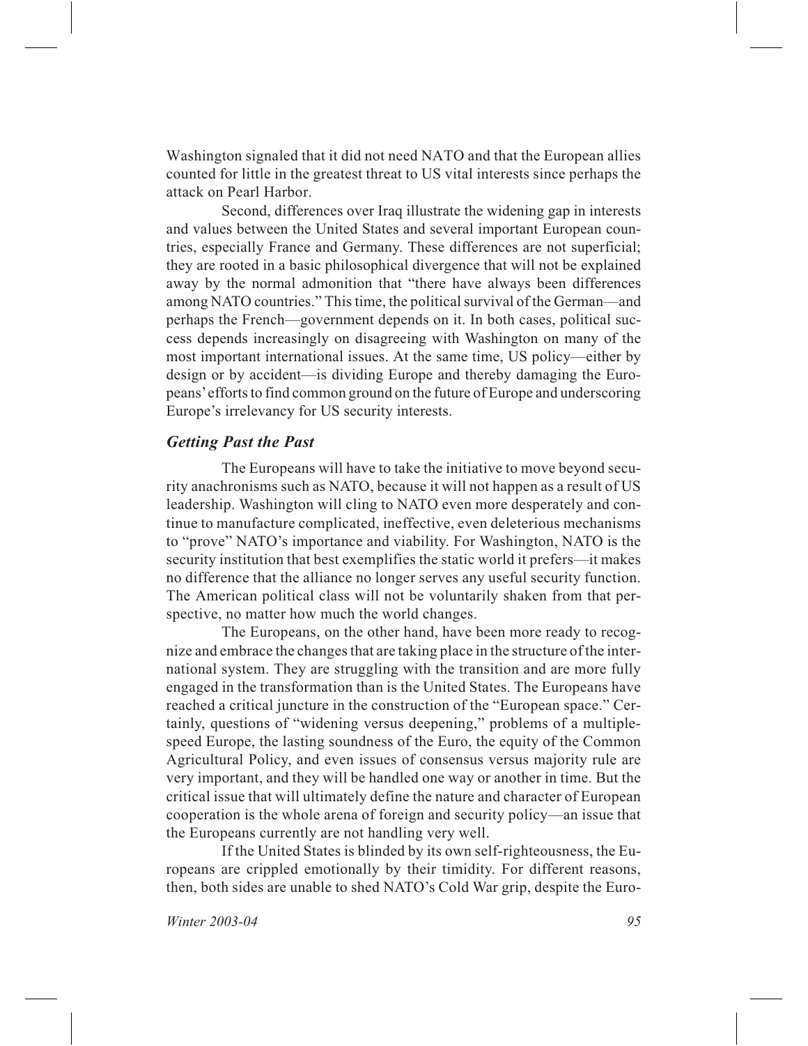Washington signaled that it did not need NATO and that the European allies counted for little in the greatest threat to US vital interests since perhaps the attack on Pearl Harbor.

Second, differences over Iraq illustrate the widening gap in interests and values between the United States and several important European countries, especially France and Germany. These differences are not superficial; they are rooted in a basic philosophical divergence that will not be explained away by the normal admonition that "there have always been differences among NATO countries." This time, the political survival of the German—and perhaps the French—government depends on it. In both cases, political success depends increasingly on disagreeing with Washington on many of the most important international issues. At the same time, US policy—either by design or by accident—is dividing Europe and thereby damaging the Europeans' efforts to find common ground on the future of Europe and underscoring Europe's irrelevancy for US security interests.

### *Getting Past the Past*

The Europeans will have to take the initiative to move beyond security anachronisms such as NATO, because it will not happen as a result of US leadership. Washington will cling to NATO even more desperately and continue to manufacture complicated, ineffective, even deleterious mechanisms to "prove" NATO's importance and viability. For Washington, NATO is the security institution that best exemplifies the static world it prefers—it makes no difference that the alliance no longer serves any useful security function. The American political class will not be voluntarily shaken from that perspective, no matter how much the world changes.

The Europeans, on the other hand, have been more ready to recognize and embrace the changes that are taking place in the structure of the international system. They are struggling with the transition and are more fully engaged in the transformation than is the United States. The Europeans have reached a critical juncture in the construction of the "European space." Certainly, questions of "widening versus deepening," problems of a multiple-speed Europe, the lasting soundness of the Euro, the equity of the Common Agricultural Policy, and even issues of consensus versus majority rule are very important, and they will be handled one way or another in time. But the critical issue that will ultimately define the nature and character of European cooperation is the whole arena of foreign and security policy—an issue that the Europeans currently are not handling very well.

If the United States is blinded by its own self-righteousness, the Europeans are crippled emotionally by their timidity. For different reasons, then, both sides are unable to shed NATO's Cold War grip, despite the Euro-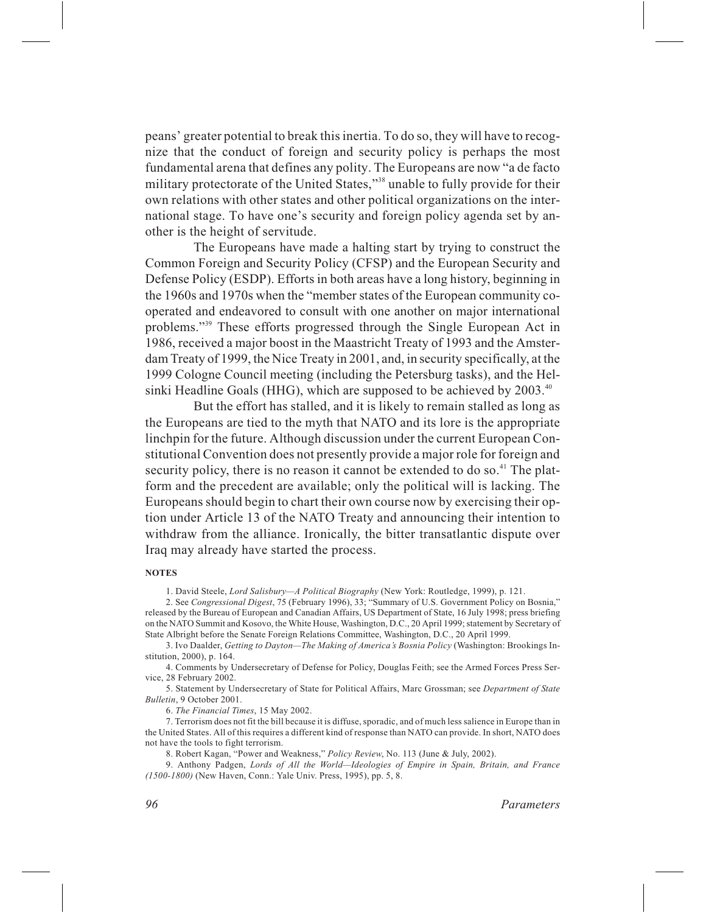peans' greater potential to break this inertia. To do so, they will have to recognize that the conduct of foreign and security policy is perhaps the most fundamental arena that defines any polity. The Europeans are now "a de facto military protectorate of the United States,"[38] unable to fully provide for their own relations with other states and other political organizations on the international stage. To have one's security and foreign policy agenda set by another is the height of servitude.

The Europeans have made a halting start by trying to construct the Common Foreign and Security Policy (CFSP) and the European Security and Defense Policy (ESDP). Efforts in both areas have a long history, beginning in the 1960s and 1970s when the "member states of the European community cooperated and endeavored to consult with one another on major international problems."[39] These efforts progressed through the Single European Act in 1986, received a major boost in the Maastricht Treaty of 1993 and the Amsterdam Treaty of 1999, the Nice Treaty in 2001, and, in security specifically, at the 1999 Cologne Council meeting (including the Petersburg tasks), and the Helsinki Headline Goals (HHG), which are supposed to be achieved by 2003.[40]

But the effort has stalled, and it is likely to remain stalled as long as the Europeans are tied to the myth that NATO and its lore is the appropriate linchpin for the future. Although discussion under the current European Constitutional Convention does not presently provide a major role for foreign and security policy, there is no reason it cannot be extended to do so.[41] The platform and the precedent are available; only the political will is lacking. The Europeans should begin to chart their own course now by exercising their option under Article 13 of the NATO Treaty and announcing their intention to withdraw from the alliance. Ironically, the bitter transatlantic dispute over Iraq may already have started the process.

**NOTES**

1. David Steele, *Lord Salisbury—A Political Biography* (New York: Routledge, 1999), p. 121.

2. See *Congressional Digest*, 75 (February 1996), 33; "Summary of U.S. Government Policy on Bosnia," released by the Bureau of European and Canadian Affairs, US Department of State, 16 July 1998; press briefing on the NATO Summit and Kosovo, the White House, Washington, D.C., 20 April 1999; statement by Secretary of State Albright before the Senate Foreign Relations Committee, Washington, D.C., 20 April 1999.

3. Ivo Daalder, *Getting to Dayton—The Making of America's Bosnia Policy* (Washington: Brookings Institution, 2000), p. 164.

4. Comments by Undersecretary of Defense for Policy, Douglas Feith; see the Armed Forces Press Service, 28 February 2002.

5. Statement by Undersecretary of State for Political Affairs, Marc Grossman; see *Department of State Bulletin*, 9 October 2001.

6. *The Financial Times*, 15 May 2002.

7. Terrorism does not fit the bill because it is diffuse, sporadic, and of much less salience in Europe than in the United States. All of this requires a different kind of response than NATO can provide. In short, NATO does not have the tools to fight terrorism.

8. Robert Kagan, "Power and Weakness," *Policy Review*, No. 113 (June & July, 2002).

9. Anthony Padgen, *Lords of All the World—Ideologies of Empire in Spain, Britain, and France (1500-1800)* (New Haven, Conn.: Yale Univ. Press, 1995), pp. 5, 8.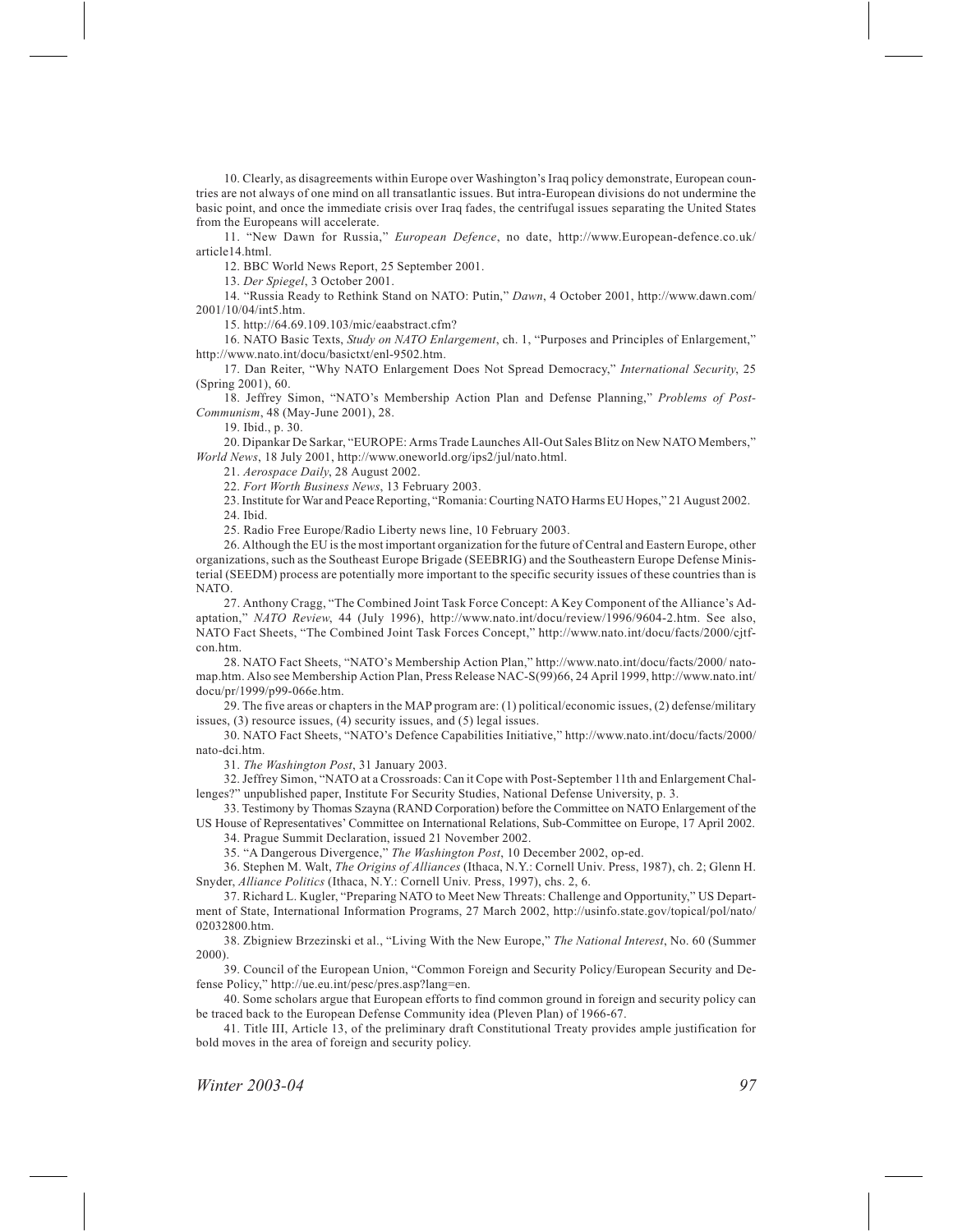10. Clearly, as disagreements within Europe over Washington's Iraq policy demonstrate, European countries are not always of one mind on all transatlantic issues. But intra-European divisions do not undermine the basic point, and once the immediate crisis over Iraq fades, the centrifugal issues separating the United States from the Europeans will accelerate.

11. "New Dawn for Russia," *European Defence*, no date, http://www.European-defence.co.uk/article14.html.

12. BBC World News Report, 25 September 2001.

13. *Der Spiegel*, 3 October 2001.

14. "Russia Ready to Rethink Stand on NATO: Putin," *Dawn*, 4 October 2001, http://www.dawn.com/2001/10/04/int5.htm.

15. http://64.69.109.103/mic/eaabstract.cfm?

16. NATO Basic Texts, *Study on NATO Enlargement*, ch. 1, "Purposes and Principles of Enlargement," http://www.nato.int/docu/basictxt/enl-9502.htm.

17. Dan Reiter, "Why NATO Enlargement Does Not Spread Democracy," *International Security*, 25 (Spring 2001), 60.

18. Jeffrey Simon, "NATO's Membership Action Plan and Defense Planning," *Problems of Post-Communism*, 48 (May-June 2001), 28.

19. Ibid., p. 30.

20. Dipankar De Sarkar, "EUROPE: Arms Trade Launches All-Out Sales Blitz on New NATO Members," *World News*, 18 July 2001, http://www.oneworld.org/ips2/jul/nato.html.

21. *Aerospace Daily*, 28 August 2002.

22. *Fort Worth Business News*, 13 February 2003.

23. Institute for War and Peace Reporting, "Romania: Courting NATO Harms EU Hopes," 21 August 2002.

24. Ibid.

25. Radio Free Europe/Radio Liberty news line, 10 February 2003.

26. Although the EU is the most important organization for the future of Central and Eastern Europe, other organizations, such as the Southeast Europe Brigade (SEEBRIG) and the Southeastern Europe Defense Ministerial (SEEDM) process are potentially more important to the specific security issues of these countries than is NATO.

27. Anthony Cragg, "The Combined Joint Task Force Concept: A Key Component of the Alliance's Adaptation," *NATO Review*, 44 (July 1996), http://www.nato.int/docu/review/1996/9604-2.htm. See also, NATO Fact Sheets, "The Combined Joint Task Forces Concept," http://www.nato.int/docu/facts/2000/cjtf-con.htm.

28. NATO Fact Sheets, "NATO's Membership Action Plan," http://www.nato.int/docu/facts/2000/ nato-map.htm. Also see Membership Action Plan, Press Release NAC-S(99)66, 24 April 1999, http://www.nato.int/docu/pr/1999/p99-066e.htm.

29. The five areas or chapters in the MAP program are: (1) political/economic issues, (2) defense/military issues, (3) resource issues, (4) security issues, and (5) legal issues.

30. NATO Fact Sheets, "NATO's Defence Capabilities Initiative," http://www.nato.int/docu/facts/2000/nato-dci.htm.

31. *The Washington Post*, 31 January 2003.

32. Jeffrey Simon, "NATO at a Crossroads: Can it Cope with Post-September 11th and Enlargement Challenges?" unpublished paper, Institute For Security Studies, National Defense University, p. 3.

33. Testimony by Thomas Szayna (RAND Corporation) before the Committee on NATO Enlargement of the US House of Representatives' Committee on International Relations, Sub-Committee on Europe, 17 April 2002.

34. Prague Summit Declaration, issued 21 November 2002.

35. "A Dangerous Divergence," *The Washington Post*, 10 December 2002, op-ed.

36. Stephen M. Walt, *The Origins of Alliances* (Ithaca, N.Y.: Cornell Univ. Press, 1987), ch. 2; Glenn H. Snyder, *Alliance Politics* (Ithaca, N.Y.: Cornell Univ. Press, 1997), chs. 2, 6.

37. Richard L. Kugler, "Preparing NATO to Meet New Threats: Challenge and Opportunity," US Department of State, International Information Programs, 27 March 2002, http://usinfo.state.gov/topical/pol/nato/02032800.htm.

38. Zbigniew Brzezinski et al., "Living With the New Europe," *The National Interest*, No. 60 (Summer 2000).

39. Council of the European Union, "Common Foreign and Security Policy/European Security and Defense Policy," http://ue.eu.int/pesc/pres.asp?lang=en.

40. Some scholars argue that European efforts to find common ground in foreign and security policy can be traced back to the European Defense Community idea (Pleven Plan) of 1966-67.

41. Title III, Article 13, of the preliminary draft Constitutional Treaty provides ample justification for bold moves in the area of foreign and security policy.